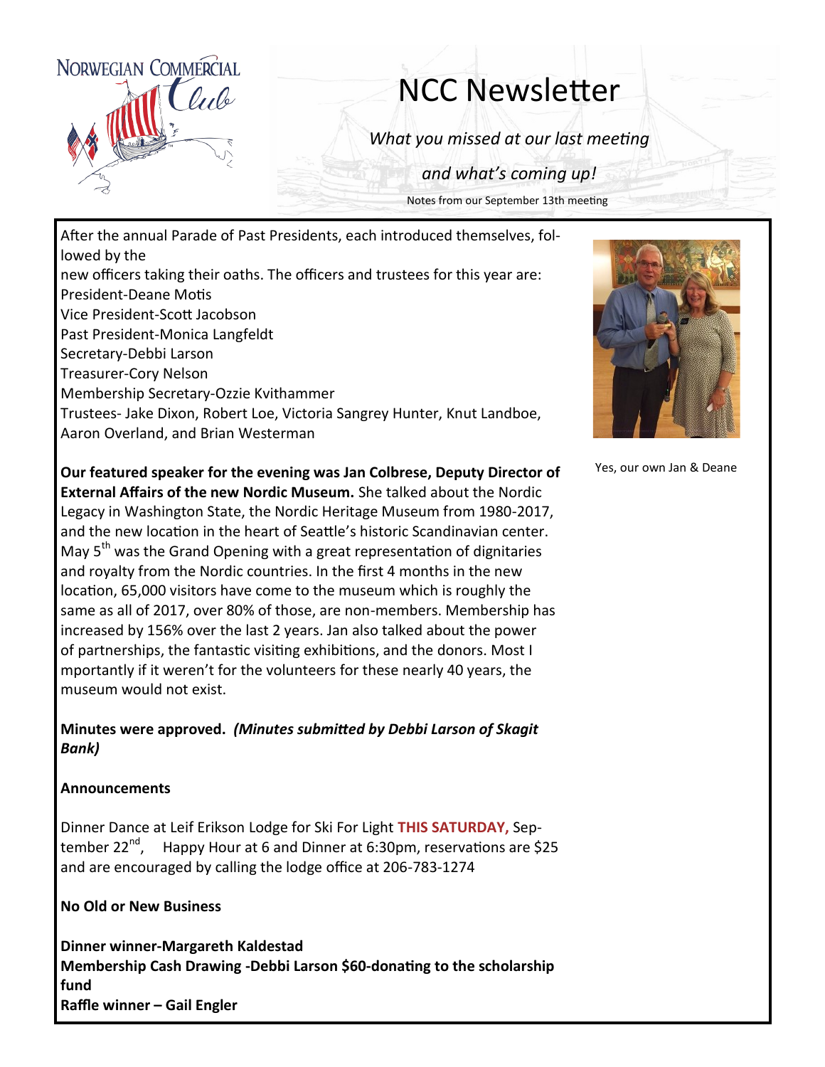Norwegian Commercial Club

# NCC Newsletter

*What you missed at our last meeting*

*and what's coming up!*

Notes from our September 13th meeting

After the annual Parade of Past Presidents, each introduced themselves, followed by the new officers taking their oaths. The officers and trustees for this year are:

President-Deane Motis
Vice President-Scott Jacobson
Past President-Monica Langfeldt
Secretary-Debbi Larson
Treasurer-Cory Nelson
Membership Secretary-Ozzie Kvithammer
Trustees- Jake Dixon, Robert Loe, Victoria Sangrey Hunter, Knut Landboe, Aaron Overland, and Brian Westerman

Yes, our own Jan & Deane

**Our featured speaker for the evening was Jan Colbrese, Deputy Director of External Affairs of the new Nordic Museum.** She talked about the Nordic Legacy in Washington State, the Nordic Heritage Museum from 1980-2017, and the new location in the heart of Seattle's historic Scandinavian center. May 5th was the Grand Opening with a great representation of dignitaries and royalty from the Nordic countries. In the first 4 months in the new location, 65,000 visitors have come to the museum which is roughly the same as all of 2017, over 80% of those, are non-members. Membership has increased by 156% over the last 2 years. Jan also talked about the power of partnerships, the fantastic visiting exhibitions, and the donors. Most I mportantly if it weren't for the volunteers for these nearly 40 years, the museum would not exist.

**Minutes were approved.** ***(Minutes submitted by Debbi Larson of Skagit Bank)***

**Announcements**

Dinner Dance at Leif Erikson Lodge for Ski For Light **THIS SATURDAY,** September 22nd, Happy Hour at 6 and Dinner at 6:30pm, reservations are $25 and are encouraged by calling the lodge office at 206-783-1274

**No Old or New Business**

**Dinner winner-Margareth Kaldestad**
**Membership Cash Drawing -Debbi Larson $60-donating to the scholarship fund**
**Raffle winner – Gail Engler**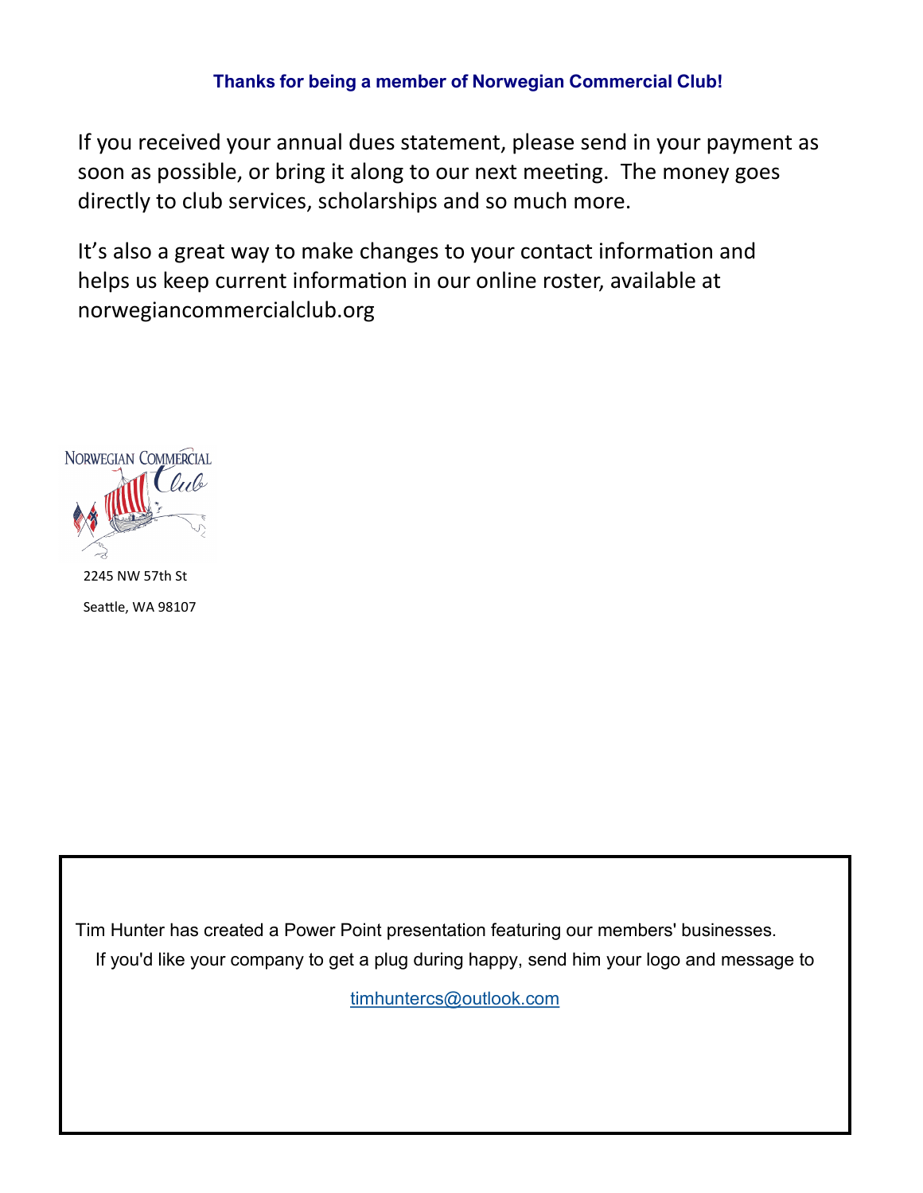**Thanks for being a member of Norwegian Commercial Club!**

If you received your annual dues statement, please send in your payment as soon as possible, or bring it along to our next meeting. The money goes directly to club services, scholarships and so much more.

It's also a great way to make changes to your contact information and helps us keep current information in our online roster, available at norwegiancommercialclub.org

2245 NW 57th St

Seattle, WA 98107

Tim Hunter has created a Power Point presentation featuring our members' businesses. If you'd like your company to get a plug during happy, send him your logo and message to

timhuntercs@outlook.com